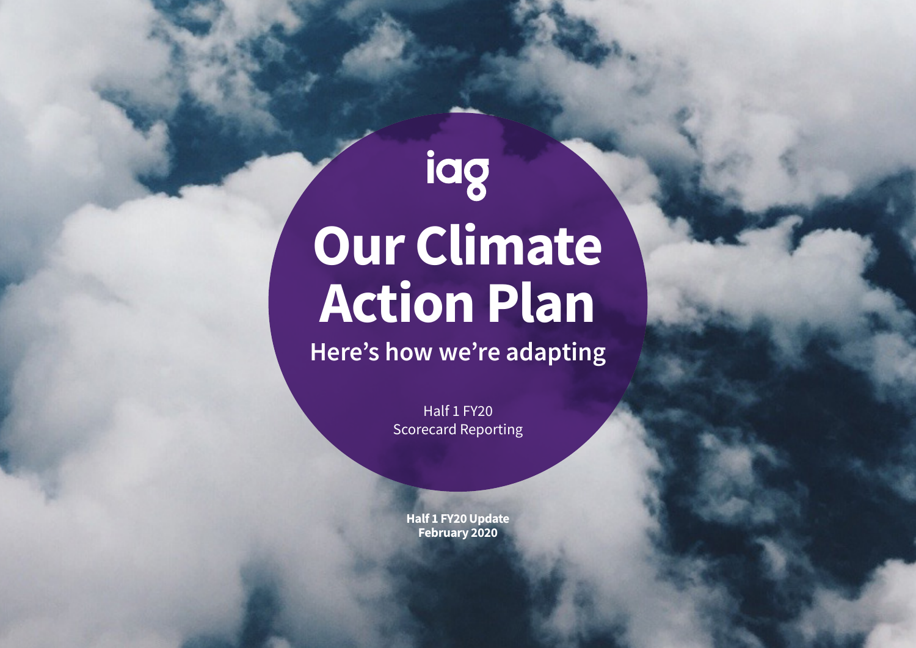iag

# Our Climate Action Plan

## Here's how we're adapting

Half 1 FY20
Scorecard Reporting

**Half 1 FY20 Update**
**February 2020**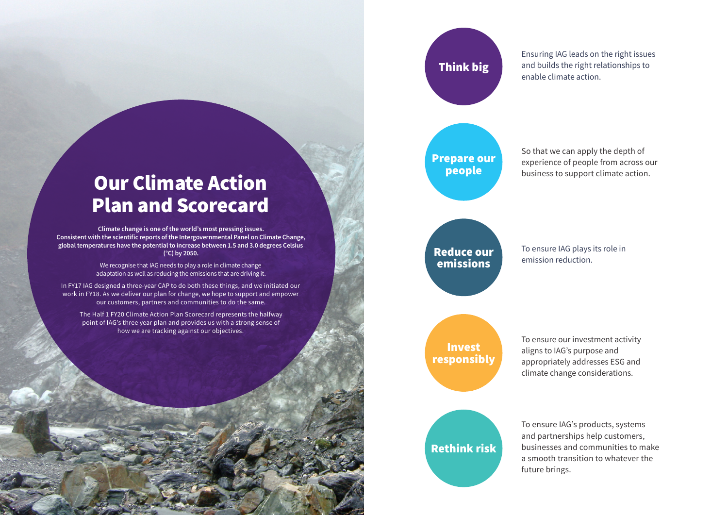# Our Climate Action Plan and Scorecard

**Climate change is one of the world's most pressing issues. Consistent with the scientific reports of the Intergovernmental Panel on Climate Change, global temperatures have the potential to increase between 1.5 and 3.0 degrees Celsius (°C) by 2050.**

We recognise that IAG needs to play a role in climate change adaptation as well as reducing the emissions that are driving it.

In FY17 IAG designed a three-year CAP to do both these things, and we initiated our work in FY18. As we deliver our plan for change, we hope to support and empower our customers, partners and communities to do the same.

The Half 1 FY20 Climate Action Plan Scorecard represents the halfway point of IAG's three year plan and provides us with a strong sense of how we are tracking against our objectives.

**Think big**

Ensuring IAG leads on the right issues and builds the right relationships to enable climate action.

**Prepare our people**

So that we can apply the depth of experience of people from across our business to support climate action.

**Reduce our emissions**

To ensure IAG plays its role in emission reduction.

**Invest responsibly**

To ensure our investment activity aligns to IAG's purpose and appropriately addresses ESG and climate change considerations.

**Rethink risk**

To ensure IAG's products, systems and partnerships help customers, businesses and communities to make a smooth transition to whatever the future brings.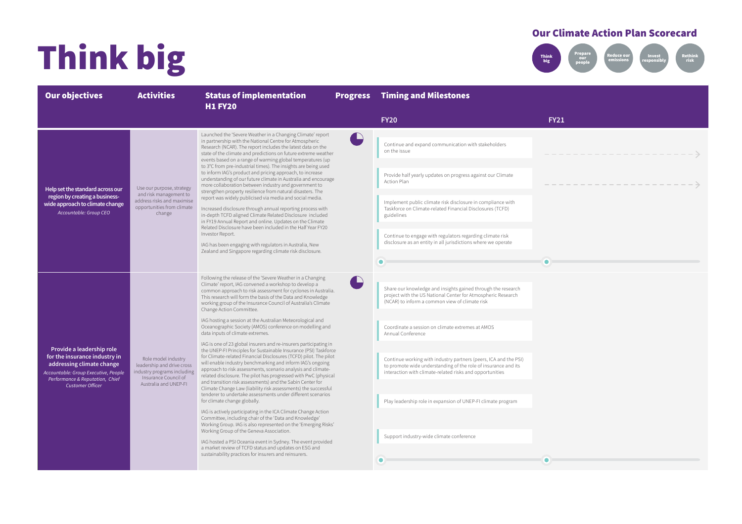# Think big

## Our Climate Action Plan Scorecard

Think big | Prepare our people | Reduce our emissions | Invest responsibly | Rethink risk

| Our objectives | Activities | Status of implementation H1 FY20 | Progress | Timing and Milestones FY20 | FY21 |
|---|---|---|---|---|---|
| **Help set the standard across our region by creating a business-wide approach to climate change** *Accountable: Group CEO* | Use our purpose, strategy and risk management to address risks and maximise opportunities from climate change | Launched the 'Severe Weather in a Changing Climate' report in partnership with the National Centre for Atmospheric Research (NCAR). The report includes the latest data on the state of the climate and predictions on future extreme weather events based on a range of warming global temperatures (up to 3°C from pre-industrial times). The insights are being used to inform IAG's product and pricing approach, to increase understanding of our future climate in Australia and encourage more collaboration between industry and government to strengthen property resilience from natural disasters. The report was widely publicised via media and social media.<br><br>Increased disclosure through annual reporting process with in-depth TCFD aligned Climate Related Disclosure included in FY19 Annual Report and online. Updates on the Climate Related Disclosure have been included in the Half Year FY20 Investor Report.<br><br>IAG has been engaging with regulators in Australia, New Zealand and Singapore regarding climate risk disclosure. | | Continue and expand communication with stakeholders on the issue<br><br>Provide half yearly updates on progress against our Climate Action Plan<br><br>Implement public climate risk disclosure in compliance with Taskforce on Climate-related Financial Disclosures (TCFD) guidelines<br><br>Continue to engage with regulators regarding climate risk disclosure as an entity in all jurisdictions where we operate | Continue and expand communication with stakeholders on the issue →<br><br>Provide half yearly updates on progress against our Climate Action Plan → |
| **Provide a leadership role for the insurance industry in addressing climate change** *Accountable: Group Executive, People Performance & Reputation, Chief Customer Officer* | Role model industry leadership and drive cross industry programs including Insurance Council of Australia and UNEP-FI | Following the release of the 'Severe Weather in a Changing Climate' report, IAG convened a workshop to develop a common approach to risk assessment for cyclones in Australia. This research will form the basis of the Data and Knowledge working group of the Insurance Council of Australia's Climate Change Action Committee.<br><br>IAG hosting a session at the Australian Meteorological and Oceanographic Society (AMOS) conference on modelling and data inputs of climate extremes.<br><br>IAG is one of 23 global insurers and re-insurers participating in the UNEP-FI Principles for Sustainable Insurance (PSI) Taskforce for Climate-related Financial Disclosures (TCFD) pilot. The pilot will enable industry benchmarking and inform IAG's ongoing approach to risk assessments, scenario analysis and climate-related disclosure. The pilot has progressed with PwC (physical and transition risk assessments) and the Sabin Center for Climate Change Law (liability risk assessments) the successful tenderer to undertake assessments under different scenarios for climate change globally.<br><br>IAG is actively participating in the ICA Climate Change Action Committee, including chair of the 'Data and Knowledge' Working Group. IAG is also represented on the 'Emerging Risks' Working Group of the Geneva Association.<br><br>IAG hosted a PSI Oceania event in Sydney. The event provided a market review of TCFD status and updates on ESG and sustainability practices for insurers and reinsurers. | | Share our knowledge and insights gained through the research project with the US National Center for Atmospheric Research (NCAR) to inform a common view of climate risk<br><br>Coordinate a session on climate extremes at AMOS Annual Conference<br><br>Continue working with industry partners (peers, ICA and the PSI) to promote wide understanding of the role of insurance and its interaction with climate-related risks and opportunities<br><br>Play leadership role in expansion of UNEP-FI climate program<br><br>Support industry-wide climate conference | |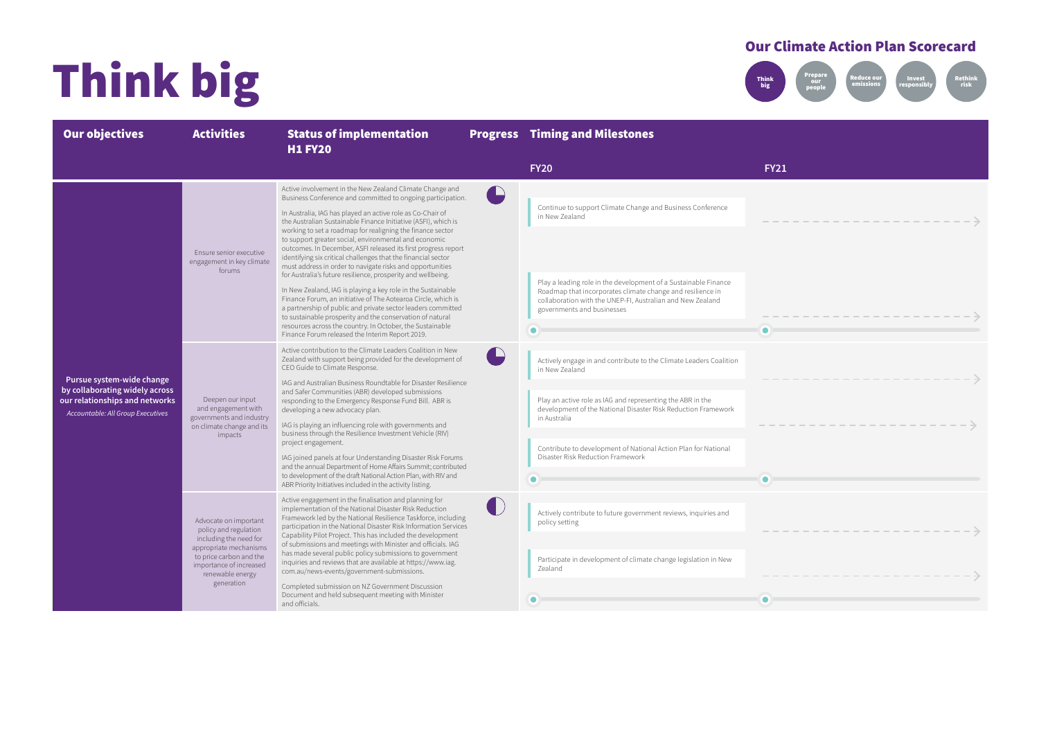# Think big

## Our Climate Action Plan Scorecard

Think big | Prepare our people | Reduce our emissions | Invest responsibly | Rethink risk

| Our objectives | Activities | Status of implementation H1 FY20 | Progress | Timing and Milestones FY20 | FY21 |
|---|---|---|---|---|---|
| **Pursue system-wide change by collaborating widely across our relationships and networks** *Accountable: All Group Executives* | Ensure senior executive engagement in key climate forums | Active involvement in the New Zealand Climate Change and Business Conference and committed to ongoing participation.<br><br>In Australia, IAG has played an active role as Co-Chair of the Australian Sustainable Finance Initiative (ASFI), which is working to set a roadmap for realigning the finance sector to support greater social, environmental and economic outcomes. In December, ASFI released its first progress report identifying six critical challenges that the financial sector must address in order to navigate risks and opportunities for Australia's future resilience, prosperity and wellbeing.<br><br>In New Zealand, IAG is playing a key role in the Sustainable Finance Forum, an initiative of The Aotearoa Circle, which is a partnership of public and private sector leaders committed to sustainable prosperity and the conservation of natural resources across the country. In October, the Sustainable Finance Forum released the Interim Report 2019. | 3/4 | Continue to support Climate Change and Business Conference in New Zealand<br><br>Play a leading role in the development of a Sustainable Finance Roadmap that incorporates climate change and resilience in collaboration with the UNEP-FI, Australian and New Zealand governments and businesses | → |
| | Deepen our input and engagement with governments and industry on climate change and its impacts | Active contribution to the Climate Leaders Coalition in New Zealand with support being provided for the development of CEO Guide to Climate Response.<br><br>IAG and Australian Business Roundtable for Disaster Resilience and Safer Communities (ABR) developed submissions responding to the Emergency Response Fund Bill. ABR is developing a new advocacy plan.<br><br>IAG is playing an influencing role with governments and business through the Resilience Investment Vehicle (RIV) project engagement.<br><br>IAG joined panels at four Understanding Disaster Risk Forums and the annual Department of Home Affairs Summit; contributed to development of the draft National Action Plan, with RIV and ABR Priority Initiatives included in the activity listing. | 3/4 | Actively engage in and contribute to the Climate Leaders Coalition in New Zealand<br><br>Play an active role as IAG and representing the ABR in the development of the National Disaster Risk Reduction Framework in Australia<br><br>Contribute to development of National Action Plan for National Disaster Risk Reduction Framework | → |
| | Advocate on important policy and regulation including the need for appropriate mechanisms to price carbon and the importance of increased renewable energy generation | Active engagement in the finalisation and planning for implementation of the National Disaster Risk Reduction Framework led by the National Resilience Taskforce, including participation in the National Disaster Risk Information Services Capability Pilot Project. This has included the development of submissions and meetings with Minister and officials. IAG has made several public policy submissions to government inquiries and reviews that are available at https://www.iag.com.au/news-events/government-submissions.<br><br>Completed submission on NZ Government Discussion Document and held subsequent meeting with Minister and officials. | 1/2 | Actively contribute to future government reviews, inquiries and policy setting<br><br>Participate in development of climate change legislation in New Zealand | → |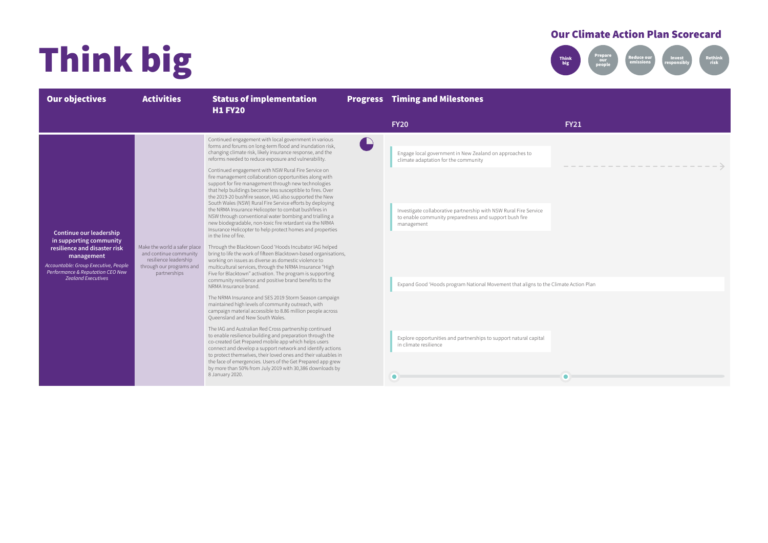# Think big

## Our Climate Action Plan Scorecard

Think big | Prepare our people | Reduce our emissions | Invest responsibly | Rethink risk

| Our objectives | Activities | Status of implementation H1 FY20 | Progress | Timing and Milestones FY20 | FY21 |
|---|---|---|---|---|---|
| **Continue our leadership in supporting community resilience and disaster risk management** *Accountable: Group Executive, People Performance & Reputation CEO New Zealand Executives* | Make the world a safer place and continue community resilience leadership through our programs and partnerships | Continued engagement with local government in various forms and forums on long-term flood and inundation risk, changing climate risk, likely insurance response, and the reforms needed to reduce exposure and vulnerability.<br><br>Continued engagement with NSW Rural Fire Service on fire management collaboration opportunities along with support for fire management through new technologies that help buildings become less susceptible to fires. Over the 2019-20 bushfire season, IAG also supported the New South Wales (NSW) Rural Fire Service efforts by deploying the NRMA Insurance Helicopter to combat bushfires in NSW through conventional water bombing and trialling a new biodegradable, non-toxic fire retardant via the NRMA Insurance Helicopter to help protect homes and properties in the line of fire.<br><br>Through the Blacktown Good 'Hoods Incubator IAG helped bring to life the work of fifteen Blacktown-based organisations, working on issues as diverse as domestic violence to multicultural services, through the NRMA Insurance "High Five for Blacktown" activation. The program is supporting community resilience and positive brand benefits to the NRMA Insurance brand.<br><br>The NRMA Insurance and SES 2019 Storm Season campaign maintained high levels of community outreach, with campaign material accessible to 8.86 million people across Queensland and New South Wales.<br><br>The IAG and Australian Red Cross partnership continued to enable resilience building and preparation through the co-created Get Prepared mobile app which helps users connect and develop a support network and identify actions to protect themselves, their loved ones and their valuables in the face of emergencies. Users of the Get Prepared app grew by more than 50% from July 2019 with 30,386 downloads by 8 January 2020. | | Engage local government in New Zealand on approaches to climate adaptation for the community<br><br>Investigate collaborative partnership with NSW Rural Fire Service to enable community preparedness and support bush fire management<br><br>Expand Good 'Hoods program National Movement that aligns to the Climate Action Plan<br><br>Explore opportunities and partnerships to support natural capital in climate resilience | → |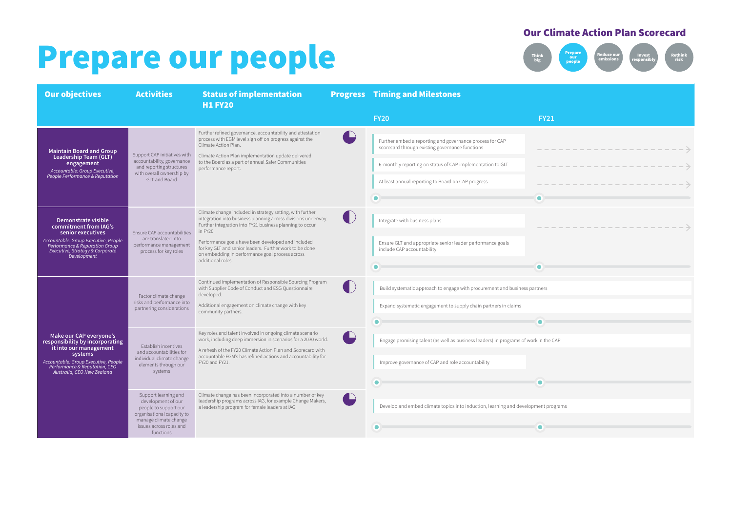# Prepare our people

**Our Climate Action Plan Scorecard**

Think big | **Prepare our people** | Reduce our emissions | Invest responsibly | Rethink risk

| Our objectives | Activities | Status of implementation H1 FY20 | Progress | Timing and Milestones FY20 | FY21 |
|---|---|---|---|---|---|
| **Maintain Board and Group Leadership Team (GLT) engagement** *Accountable: Group Executive, People Performance & Reputation* | Support CAP initiatives with accountability, governance and reporting structures with overall ownership by GLT and Board | Further refined governance, accountability and attestation process with EGM level sign off on progress against the Climate Action Plan. Climate Action Plan implementation update delivered to the Board as a part of annual Safer Communities performance report. | | Further embed a reporting and governance process for CAP scorecard through existing governance functions; 6-monthly reporting on status of CAP implementation to GLT; At least annual reporting to Board on CAP progress | → (continuing) |
| **Demonstrate visible commitment from IAG's senior executives** *Accountable: Group Executive, People Performance & Reputation Group Executive, Strategy & Corporate Development* | Ensure CAP accountabilities are translated into performance management process for key roles | Climate change included in strategy setting, with further integration into business planning across divisions underway. Further integration into FY21 business planning to occur in FY20. Performance goals have been developed and included for key GLT and senior leaders. Further work to be done on embedding in performance goal process across additional roles. | | Integrate with business plans; Ensure GLT and appropriate senior leader performance goals include CAP accountability | → (Integrate with business plans continuing) |
| **Make our CAP everyone's responsibility by incorporating it into our management systems** *Accountable: Group Executive, People Performance & Reputation, CEO Australia, CEO New Zealand* | Factor climate change risks and performance into partnering considerations | Continued implementation of Responsible Sourcing Program with Supplier Code of Conduct and ESG Questionnaire developed. Additional engagement on climate change with key community partners. | | Build systematic approach to engage with procurement and business partners; Expand systematic engagement to supply chain partners in claims | Build systematic approach to engage with procurement and business partners; Expand systematic engagement to supply chain partners in claims |
| | Establish incentives and accountabilities for individual climate change elements through our systems | Key roles and talent involved in ongoing climate scenario work, including deep immersion in scenarios for a 2030 world. A refresh of the FY20 Climate Action Plan and Scorecard with accountable EGM's has refined actions and accountability for FY20 and FY21. | | Engage promising talent (as well as business leaders) in programs of work in the CAP; Improve governance of CAP and role accountability | Engage promising talent (as well as business leaders) in programs of work in the CAP |
| | Support learning and development of our people to support our organisational capacity to manage climate change issues across roles and functions | Climate change has been incorporated into a number of key leadership programs across IAG, for example Change Makers, a leadership program for female leaders at IAG. | | Develop and embed climate topics into induction, learning and development programs | Develop and embed climate topics into induction, learning and development programs |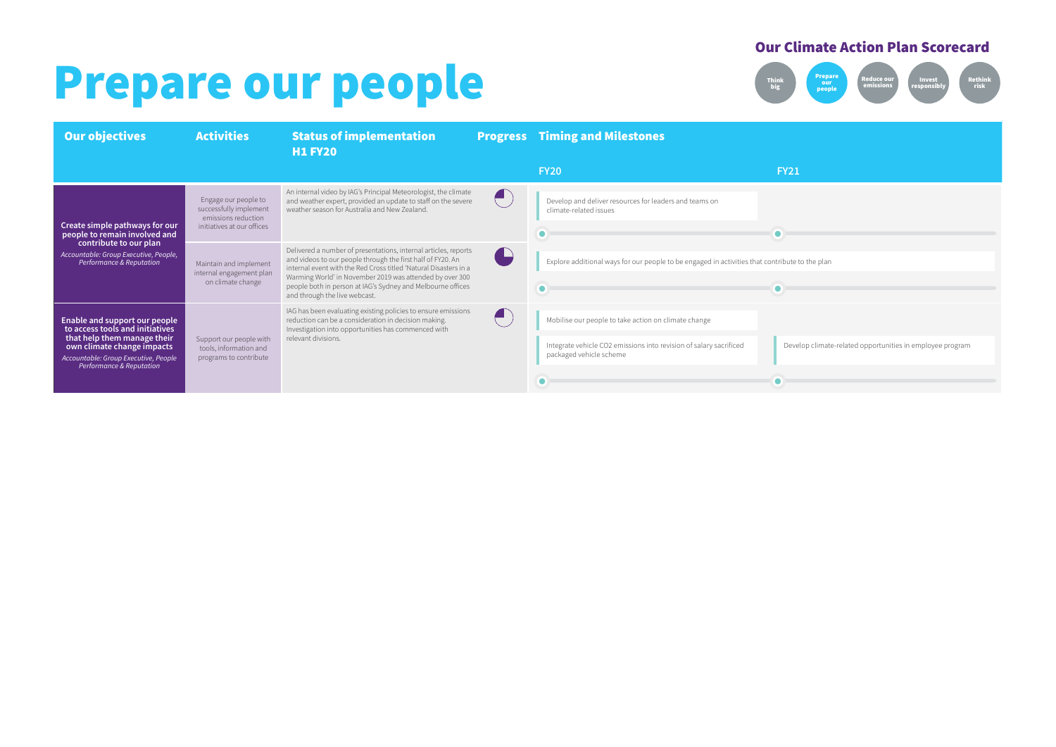# Prepare our people

**Our Climate Action Plan Scorecard**

Think big | **Prepare our people** | Reduce our emissions | Invest responsibly | Rethink risk

| Our objectives | Activities | Status of implementation H1 FY20 | Progress | Timing and Milestones FY20 | FY21 |
|---|---|---|---|---|---|
| **Create simple pathways for our people to remain involved and contribute to our plan** *Accountable: Group Executive, People, Performance & Reputation* | Engage our people to successfully implement emissions reduction initiatives at our offices | An internal video by IAG's Principal Meteorologist, the climate and weather expert, provided an update to staff on the severe weather season for Australia and New Zealand. | | Develop and deliver resources for leaders and teams on climate-related issues | |
| | Maintain and implement internal engagement plan on climate change | Delivered a number of presentations, internal articles, reports and videos to our people through the first half of FY20. An internal event with the Red Cross titled 'Natural Disasters in a Warming World' in November 2019 was attended by over 300 people both in person at IAG's Sydney and Melbourne offices and through the live webcast. | | Explore additional ways for our people to be engaged in activities that contribute to the plan | Explore additional ways for our people to be engaged in activities that contribute to the plan |
| **Enable and support our people to access tools and initiatives that help them manage their own climate change impacts** *Accountable: Group Executive, People Performance & Reputation* | Support our people with tools, information and programs to contribute | IAG has been evaluating existing policies to ensure emissions reduction can be a consideration in decision making. Investigation into opportunities has commenced with relevant divisions. | | Mobilise our people to take action on climate change; Integrate vehicle $CO_2$ emissions into revision of salary sacrificed packaged vehicle scheme | Develop climate-related opportunities in employee program |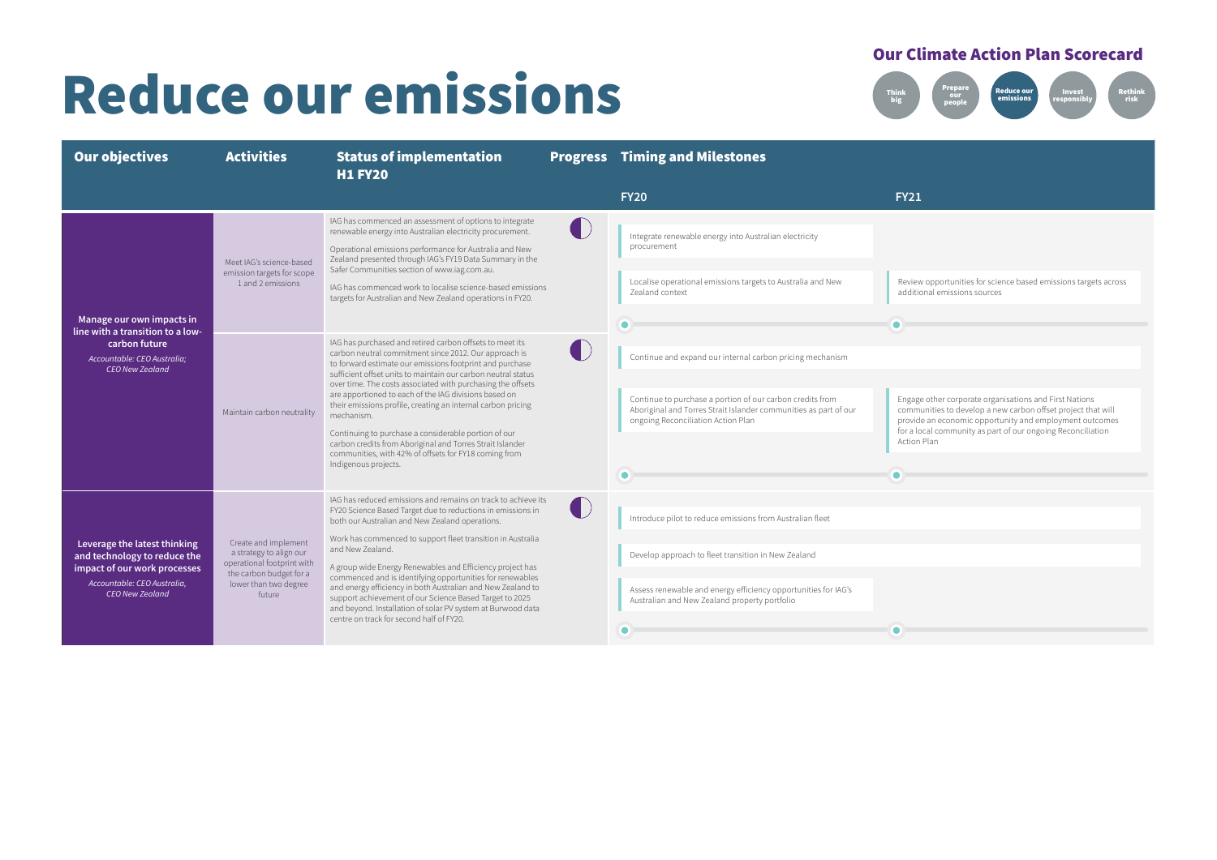# Reduce our emissions

## Our Climate Action Plan Scorecard

Think big | Prepare our people | **Reduce our emissions** | Invest responsibly | Rethink risk

| Our objectives | Activities | Status of implementation H1 FY20 | Progress | Timing and Milestones FY20 | FY21 |
|---|---|---|---|---|---|
| **Manage our own impacts in line with a transition to a low-carbon future** *Accountable: CEO Australia; CEO New Zealand* | Meet IAG's science-based emission targets for scope 1 and 2 emissions | IAG has commenced an assessment of options to integrate renewable energy into Australian electricity procurement. Operational emissions performance for Australia and New Zealand presented through IAG's FY19 Data Summary in the Safer Communities section of www.iag.com.au. IAG has commenced work to localise science-based emissions targets for Australian and New Zealand operations in FY20. | ◐ | Integrate renewable energy into Australian electricity procurement; Localise operational emissions targets to Australia and New Zealand context | Review opportunities for science based emissions targets across additional emissions sources |
| | Maintain carbon neutrality | IAG has purchased and retired carbon offsets to meet its carbon neutral commitment since 2012. Our approach is to forward estimate our emissions footprint and purchase sufficient offset units to maintain our carbon neutral status over time. The costs associated with purchasing the offsets are apportioned to each of the IAG divisions based on their emissions profile, creating an internal carbon pricing mechanism. Continuing to purchase a considerable portion of our carbon credits from Aboriginal and Torres Strait Islander communities, with 42% of offsets for FY18 coming from Indigenous projects. | ◐ | Continue and expand our internal carbon pricing mechanism; Continue to purchase a portion of our carbon credits from Aboriginal and Torres Strait Islander communities as part of our ongoing Reconciliation Action Plan | Continue and expand our internal carbon pricing mechanism; Engage other corporate organisations and First Nations communities to develop a new carbon offset project that will provide an economic opportunity and employment outcomes for a local community as part of our ongoing Reconciliation Action Plan |
| **Leverage the latest thinking and technology to reduce the impact of our work processes** *Accountable: CEO Australia, CEO New Zealand* | Create and implement a strategy to align our operational footprint with the carbon budget for a lower than two degree future | IAG has reduced emissions and remains on track to achieve its FY20 Science Based Target due to reductions in emissions in both our Australian and New Zealand operations. Work has commenced to support fleet transition in Australia and New Zealand. A group wide Energy Renewables and Efficiency project has commenced and is identifying opportunities for renewables and energy efficiency in both Australian and New Zealand to support achievement of our Science Based Target to 2025 and beyond. Installation of solar PV system at Burwood data centre on track for second half of FY20. | ◐ | Introduce pilot to reduce emissions from Australian fleet; Develop approach to fleet transition in New Zealand; Assess renewable and energy efficiency opportunities for IAG's Australian and New Zealand property portfolio | Introduce pilot to reduce emissions from Australian fleet; Develop approach to fleet transition in New Zealand |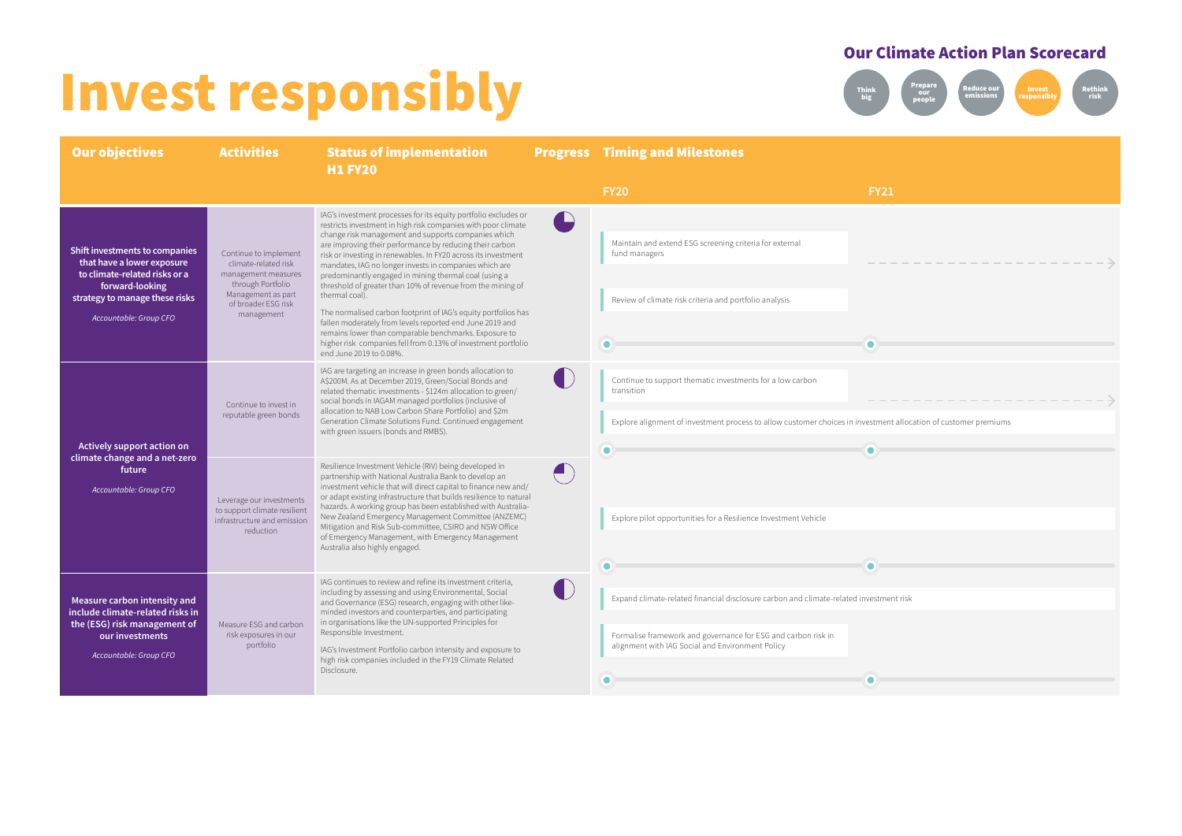# Invest responsibly

## Our Climate Action Plan Scorecard

Think big | Prepare our people | Reduce our emissions | **Invest responsibly** | Rethink risk

| Our objectives | Activities | Status of implementation H1 FY20 | Progress | Timing and Milestones FY20 | FY21 |
|---|---|---|---|---|---|
| **Shift investments to companies that have a lower exposure to climate-related risks or a forward-looking strategy to manage these risks** *Accountable: Group CFO* | Continue to implement climate-related risk management measures through Portfolio Management as part of broader ESG risk management | IAG's investment processes for its equity portfolio excludes or restricts investment in high risk companies with poor climate change risk management and supports companies which are improving their performance by reducing their carbon risk or investing in renewables. In FY20 across its investment mandates, IAG no longer invests in companies which are predominantly engaged in mining thermal coal (using a threshold of greater than 10% of revenue from the mining of thermal coal). The normalised carbon footprint of IAG's equity portfolios has fallen moderately from levels reported end June 2019 and remains lower than comparable benchmarks. Exposure to higher risk companies fell from 0.13% of investment portfolio end June 2019 to 0.08%. | | Maintain and extend ESG screening criteria for external fund managers; Review of climate risk criteria and portfolio analysis | Maintain and extend ESG screening criteria for external fund managers (continuing) |
| **Actively support action on climate change and a net-zero future** *Accountable: Group CFO* | Continue to invest in reputable green bonds | IAG are targeting an increase in green bonds allocation to A$200M. As at December 2019, Green/Social Bonds and related thematic investments - $124m allocation to green/social bonds in IAGAM managed portfolios (inclusive of allocation to NAB Low Carbon Share Portfolio) and $2m Generation Climate Solutions Fund. Continued engagement with green issuers (bonds and RMBS). | | Continue to support thematic investments for a low carbon transition; Explore alignment of investment process to allow customer choices in investment allocation of customer premiums | Continue to support thematic investments for a low carbon transition (continuing); Explore alignment of investment process to allow customer choices in investment allocation of customer premiums |
| | Leverage our investments to support climate resilient infrastructure and emission reduction | Resilience Investment Vehicle (RIV) being developed in partnership with National Australia Bank to develop an investment vehicle that will direct capital to finance new and/or adapt existing infrastructure that builds resilience to natural hazards. A working group has been established with Australia-New Zealand Emergency Management Committee (ANZEMC) Mitigation and Risk Sub-committee, CSIRO and NSW Office of Emergency Management, with Emergency Management Australia also highly engaged. | | Explore pilot opportunities for a Resilience Investment Vehicle | |
| **Measure carbon intensity and include climate-related risks in the (ESG) risk management of our investments** *Accountable: Group CFO* | Measure ESG and carbon risk exposures in our portfolio | IAG continues to review and refine its investment criteria, including by assessing and using Environmental, Social and Governance (ESG) research, engaging with other like-minded investors and counterparties, and participating in organisations like the UN-supported Principles for Responsible Investment. IAG's Investment Portfolio carbon intensity and exposure to high risk companies included in the FY19 Climate Related Disclosure. | | Expand climate-related financial disclosure carbon and climate-related investment risk; Formalise framework and governance for ESG and carbon risk in alignment with IAG Social and Environment Policy | Expand climate-related financial disclosure carbon and climate-related investment risk |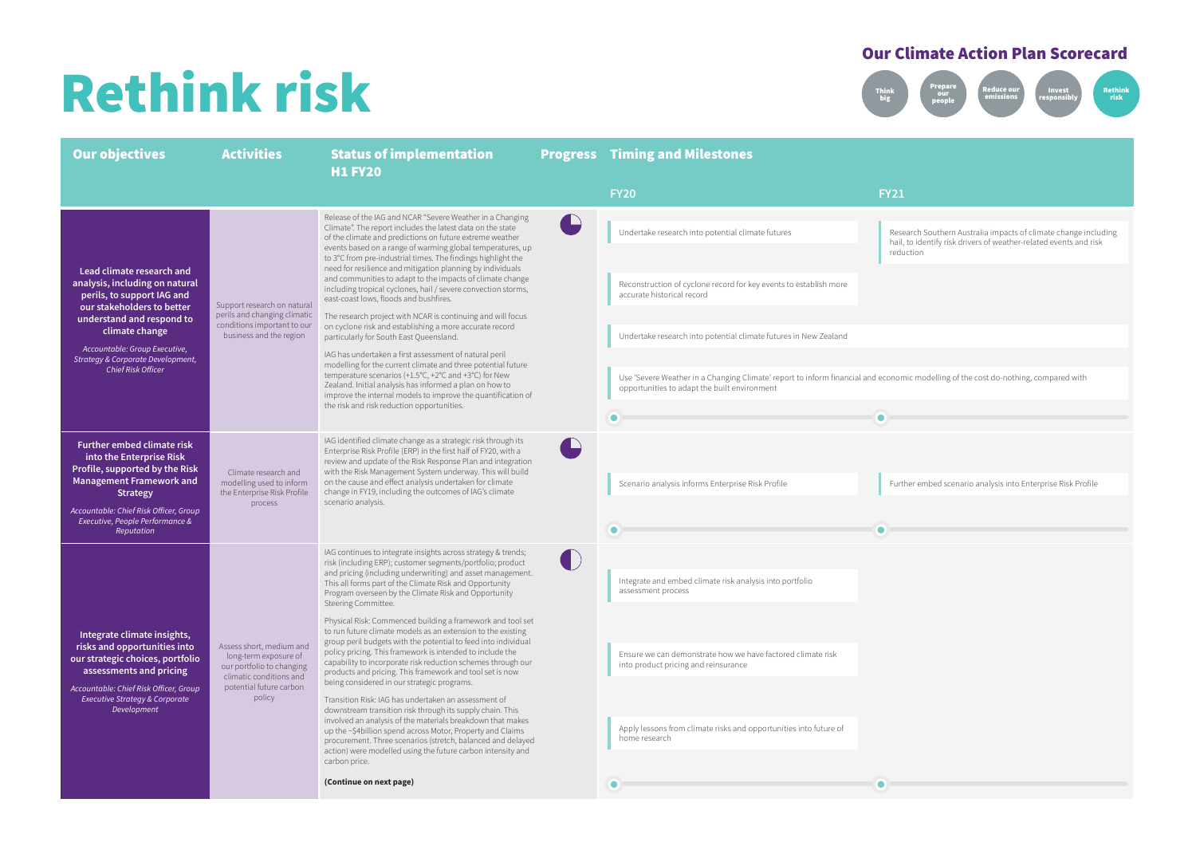# Rethink risk

**Our Climate Action Plan Scorecard**

Think big | Prepare our people | Reduce our emissions | Invest responsibly | **Rethink risk**

| Our objectives | Activities | Status of implementation H1 FY20 | Progress | Timing and Milestones FY20 | Timing and Milestones FY21 |
|---|---|---|---|---|---|
| **Lead climate research and analysis, including on natural perils, to support IAG and our stakeholders to better understand and respond to climate change**<br>*Accountable: Group Executive, Strategy & Corporate Development, Chief Risk Officer* | Support research on natural perils and changing climatic conditions important to our business and the region | Release of the IAG and NCAR "Severe Weather in a Changing Climate". The report includes the latest data on the state of the climate and predictions on future extreme weather events based on a range of warming global temperatures, up to 3°C from pre-industrial times. The findings highlight the need for resilience and mitigation planning by individuals and communities to adapt to the impacts of climate change including tropical cyclones, hail / severe convection storms, east-coast lows, floods and bushfires.<br><br>The research project with NCAR is continuing and will focus on cyclone risk and establishing a more accurate record particularly for South East Queensland.<br><br>IAG has undertaken a first assessment of natural peril modelling for the current climate and three potential future temperature scenarios (+1.5°C, +2°C and +3°C) for New Zealand. Initial analysis has informed a plan on how to improve the internal models to improve the quantification of the risk and risk reduction opportunities. | | Undertake research into potential climate futures<br><br>Reconstruction of cyclone record for key events to establish more accurate historical record<br><br>Undertake research into potential climate futures in New Zealand<br><br>Use 'Severe Weather in a Changing Climate' report to inform financial and economic modelling of the cost do-nothing, compared with opportunities to adapt the built environment | Research Southern Australia impacts of climate change including hail, to identify risk drivers of weather-related events and risk reduction |
| **Further embed climate risk into the Enterprise Risk Profile, supported by the Risk Management Framework and Strategy**<br>*Accountable: Chief Risk Officer, Group Executive, People Performance & Reputation* | Climate research and modelling used to inform the Enterprise Risk Profile process | IAG identified climate change as a strategic risk through its Enterprise Risk Profile (ERP) in the first half of FY20, with a review and update of the Risk Response Plan and integration with the Risk Management System underway. This will build on the cause and effect analysis undertaken for climate change in FY19, including the outcomes of IAG's climate scenario analysis. | | Scenario analysis informs Enterprise Risk Profile | Further embed scenario analysis into Enterprise Risk Profile |
| **Integrate climate insights, risks and opportunities into our strategic choices, portfolio assessments and pricing**<br>*Accountable: Chief Risk Officer, Group Executive Strategy & Corporate Development* | Assess short, medium and long-term exposure of our portfolio to changing climatic conditions and potential future carbon policy | IAG continues to integrate insights across strategy & trends; risk (including ERP); customer segments/portfolio; product and pricing (including underwriting) and asset management. This all forms part of the Climate Risk and Opportunity Program overseen by the Climate Risk and Opportunity Steering Committee.<br><br>Physical Risk: Commenced building a framework and tool set to run future climate models as an extension to the existing group peril budgets with the potential to feed into individual policy pricing. This framework is intended to include the capability to incorporate risk reduction schemes through our products and pricing. This framework and tool set is now being considered in our strategic programs.<br><br>Transition Risk: IAG has undertaken an assessment of downstream transition risk through its supply chain. This involved an analysis of the materials breakdown that makes up the ~$4billion spend across Motor, Property and Claims procurement. Three scenarios (stretch, balanced and delayed action) were modelled using the future carbon intensity and carbon price.<br><br>**(Continue on next page)** | | Integrate and embed climate risk analysis into portfolio assessment process<br><br>Ensure we can demonstrate how we have factored climate risk into product pricing and reinsurance<br><br>Apply lessons from climate risks and opportunities into future of home research | |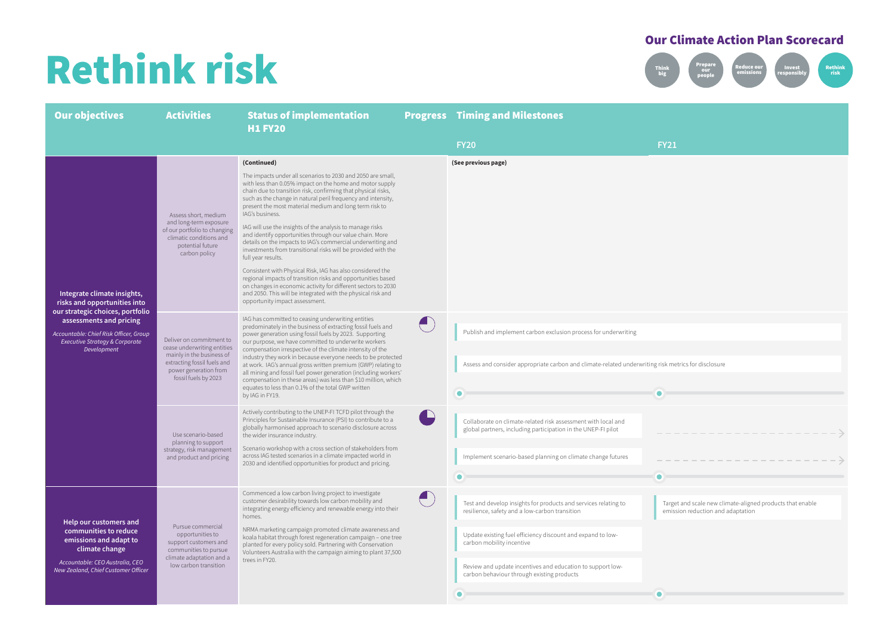# Rethink risk

## Our Climate Action Plan Scorecard

Think big | Prepare our people | Reduce our emissions | Invest responsibly | **Rethink risk**

| Our objectives | Activities | Status of implementation H1 FY20 | Progress | Timing and Milestones FY20 | FY21 |
|---|---|---|---|---|---|
| **Integrate climate insights, risks and opportunities into our strategic choices, portfolio assessments and pricing** *Accountable: Chief Risk Officer, Group Executive Strategy & Corporate Development* | Assess short, medium and long-term exposure of our portfolio to changing climatic conditions and potential future carbon policy | **(Continued)** The impacts under all scenarios to 2030 and 2050 are small, with less than 0.05% impact on the home and motor supply chain due to transition risk, confirming that physical risks, such as the change in natural peril frequency and intensity, present the most material medium and long term risk to IAG's business. IAG will use the insights of the analysis to manage risks and identify opportunities through our value chain. More details on the impacts to IAG's commercial underwriting and investments from transitional risks will be provided with the full year results. Consistent with Physical Risk, IAG has also considered the regional impacts of transition risks and opportunities based on changes in economic activity for different sectors to 2030 and 2050. This will be integrated with the physical risk and opportunity impact assessment. | | **(See previous page)** | |
| | Deliver on commitment to cease underwriting entities mainly in the business of extracting fossil fuels and power generation from fossil fuels by 2023 | IAG has committed to ceasing underwriting entities predominately in the business of extracting fossil fuels and power generation using fossil fuels by 2023. Supporting our purpose, we have committed to underwrite workers compensation irrespective of the climate intensity of the industry they work in because everyone needs to be protected at work. IAG's annual gross written premium (GWP) relating to all mining and fossil fuel power generation (including workers' compensation in these areas) was less than $10 million, which equates to less than 0.1% of the total GWP written by IAG in FY19. | | Publish and implement carbon exclusion process for underwriting; Assess and consider appropriate carbon and climate-related underwriting risk metrics for disclosure | Publish and implement carbon exclusion process for underwriting; Assess and consider appropriate carbon and climate-related underwriting risk metrics for disclosure |
| | Use scenario-based planning to support strategy, risk management and product and pricing | Actively contributing to the UNEP-FI TCFD pilot through the Principles for Sustainable Insurance (PSI) to contribute to a globally harmonised approach to scenario disclosure across the wider insurance industry. Scenario workshop with a cross section of stakeholders from across IAG tested scenarios in a climate impacted world in 2030 and identified opportunities for product and pricing. | | Collaborate on climate-related risk assessment with local and global partners, including participation in the UNEP-FI pilot; Implement scenario-based planning on climate change futures | → (continues); → (continues) |
| **Help our customers and communities to reduce emissions and adapt to climate change** *Accountable: CEO Australia, CEO New Zealand, Chief Customer Officer* | Pursue commercial opportunities to support customers and communities to pursue climate adaptation and a low carbon transition | Commenced a low carbon living project to investigate customer desirability towards low carbon mobility and integrating energy efficiency and renewable energy into their homes. NRMA marketing campaign promoted climate awareness and koala habitat through forest regeneration campaign – one tree planted for every policy sold. Partnering with Conservation Volunteers Australia with the campaign aiming to plant 37,500 trees in FY20. | | Test and develop insights for products and services relating to resilience, safety and a low-carbon transition; Update existing fuel efficiency discount and expand to low-carbon mobility incentive; Review and update incentives and education to support low-carbon behaviour through existing products | Target and scale new climate-aligned products that enable emission reduction and adaptation |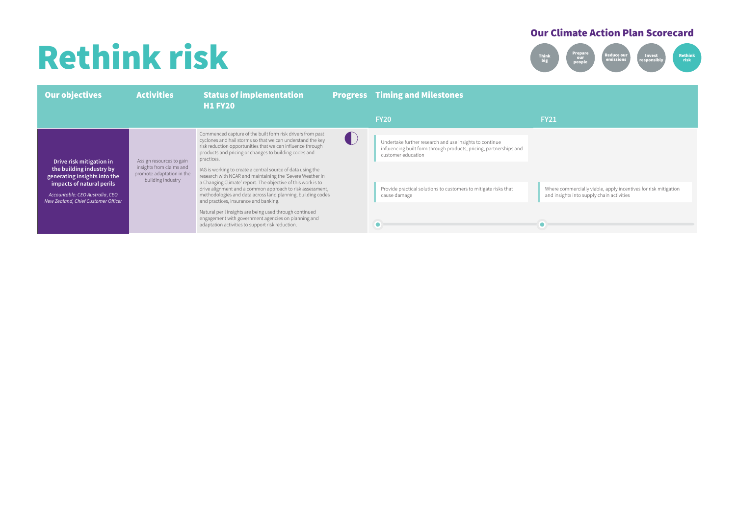# Rethink risk

## Our Climate Action Plan Scorecard

Think big | Prepare our people | Reduce our emissions | Invest responsibly | Rethink risk

| Our objectives | Activities | Status of implementation H1 FY20 | Progress | Timing and Milestones FY20 | FY21 |
|---|---|---|---|---|---|
| **Drive risk mitigation in the building industry by generating insights into the impacts of natural perils**<br>*Accountable: CEO Australia, CEO New Zealand, Chief Customer Officer* | Assign resources to gain insights from claims and promote adaptation in the building industry | Commenced capture of the built form risk drivers from past cyclones and hail storms so that we can understand the key risk reduction opportunities that we can influence through products and pricing or changes to building codes and practices.<br>IAG is working to create a central source of data using the research with NCAR and maintaining the 'Severe Weather in a Changing Climate' report. The objective of this work is to drive alignment and a common approach to risk assessment, methodologies and data across land planning, building codes and practices, insurance and banking.<br>Natural peril insights are being used through continued engagement with government agencies on planning and adaptation activities to support risk reduction. | ◐ | Undertake further research and use insights to continue influencing built form through products, pricing, partnerships and customer education<br>Provide practical solutions to customers to mitigate risks that cause damage | Where commercially viable, apply incentives for risk mitigation and insights into supply chain activities |